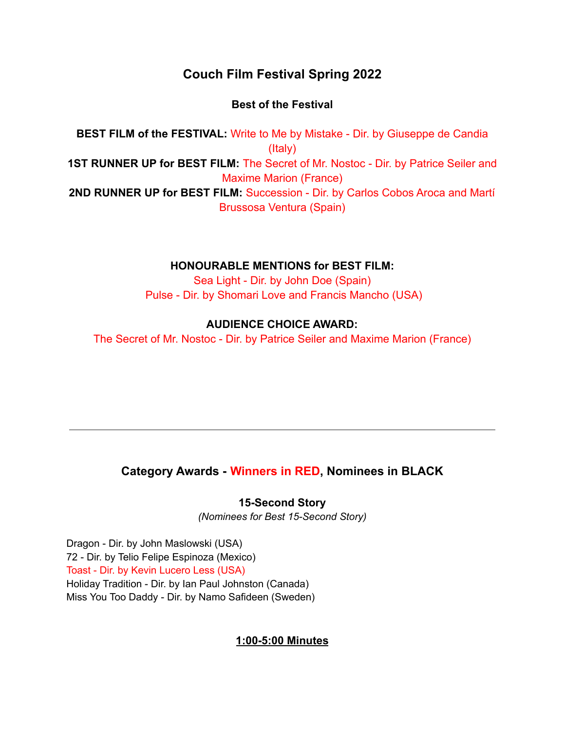# Couch Film Festival Spring 2022

## Best of the Festival

**BEST FILM of the FESTIVAL:** Write to Me by Mistake - Dir. by Giuseppe de Candia (Italy)
**1ST RUNNER UP for BEST FILM:** The Secret of Mr. Nostoc - Dir. by Patrice Seiler and Maxime Marion (France)
**2ND RUNNER UP for BEST FILM:** Succession - Dir. by Carlos Cobos Aroca and Martí Brussosa Ventura (Spain)

**HONOURABLE MENTIONS for BEST FILM:**
Sea Light - Dir. by John Doe (Spain)
Pulse - Dir. by Shomari Love and Francis Mancho (USA)

**AUDIENCE CHOICE AWARD:**
The Secret of Mr. Nostoc - Dir. by Patrice Seiler and Maxime Marion (France)

---

## Category Awards - Winners in RED, Nominees in BLACK

### 15-Second Story

*(Nominees for Best 15-Second Story)*

Dragon - Dir. by John Maslowski (USA)
72 - Dir. by Telio Felipe Espinoza (Mexico)
Toast - Dir. by Kevin Lucero Less (USA)
Holiday Tradition - Dir. by Ian Paul Johnston (Canada)
Miss You Too Daddy - Dir. by Namo Safideen (Sweden)

### 1:00-5:00 Minutes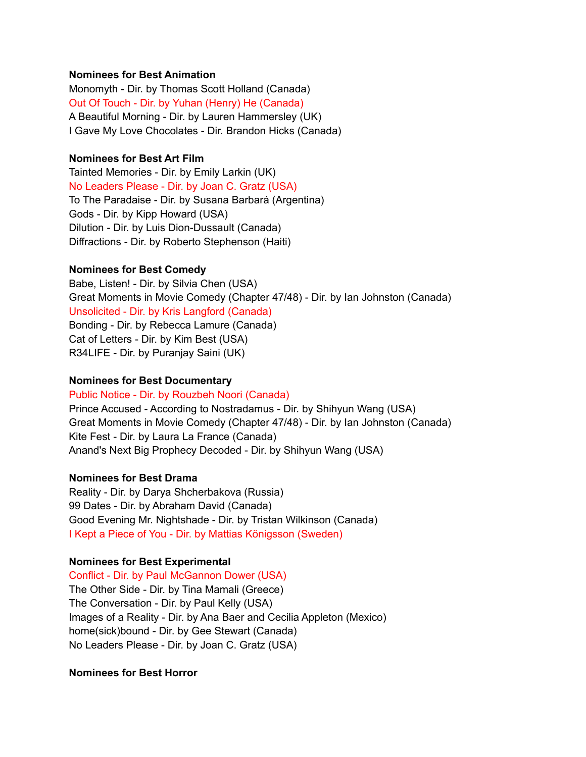**Nominees for Best Animation**

Monomyth - Dir. by Thomas Scott Holland (Canada)
Out Of Touch - Dir. by Yuhan (Henry) He (Canada)
A Beautiful Morning - Dir. by Lauren Hammersley (UK)
I Gave My Love Chocolates - Dir. Brandon Hicks (Canada)

**Nominees for Best Art Film**

Tainted Memories - Dir. by Emily Larkin (UK)
No Leaders Please - Dir. by Joan C. Gratz (USA)
To The Paradaise - Dir. by Susana Barbará (Argentina)
Gods - Dir. by Kipp Howard (USA)
Dilution - Dir. by Luis Dion-Dussault (Canada)
Diffractions - Dir. by Roberto Stephenson (Haiti)

**Nominees for Best Comedy**

Babe, Listen! - Dir. by Silvia Chen (USA)
Great Moments in Movie Comedy (Chapter 47/48) - Dir. by Ian Johnston (Canada)
Unsolicited - Dir. by Kris Langford (Canada)
Bonding - Dir. by Rebecca Lamure (Canada)
Cat of Letters - Dir. by Kim Best (USA)
R34LIFE - Dir. by Puranjay Saini (UK)

**Nominees for Best Documentary**

Public Notice - Dir. by Rouzbeh Noori (Canada)
Prince Accused - According to Nostradamus - Dir. by Shihyun Wang (USA)
Great Moments in Movie Comedy (Chapter 47/48) - Dir. by Ian Johnston (Canada)
Kite Fest - Dir. by Laura La France (Canada)
Anand's Next Big Prophecy Decoded - Dir. by Shihyun Wang (USA)

**Nominees for Best Drama**

Reality - Dir. by Darya Shcherbakova (Russia)
99 Dates - Dir. by Abraham David (Canada)
Good Evening Mr. Nightshade - Dir. by Tristan Wilkinson (Canada)
I Kept a Piece of You - Dir. by Mattias Königsson (Sweden)

**Nominees for Best Experimental**

Conflict - Dir. by Paul McGannon Dower (USA)
The Other Side - Dir. by Tina Mamali (Greece)
The Conversation - Dir. by Paul Kelly (USA)
Images of a Reality - Dir. by Ana Baer and Cecilia Appleton (Mexico)
home(sick)bound - Dir. by Gee Stewart (Canada)
No Leaders Please - Dir. by Joan C. Gratz (USA)

**Nominees for Best Horror**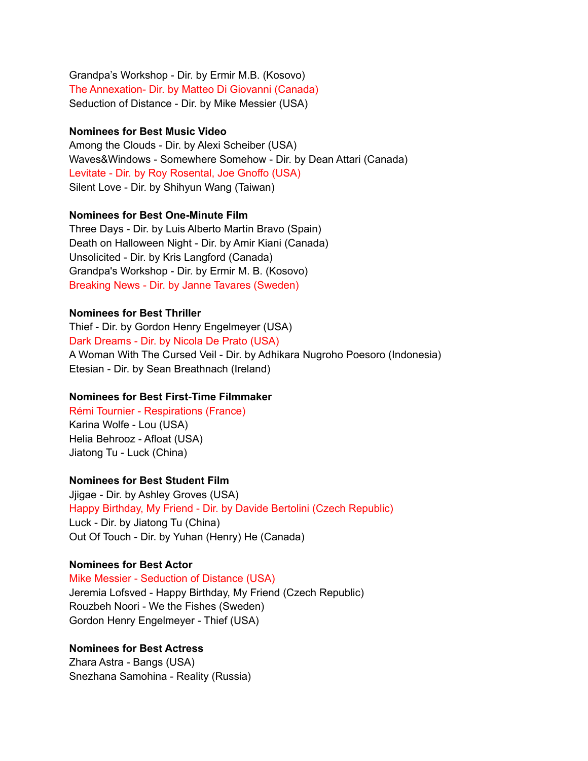Grandpa's Workshop - Dir. by Ermir M.B. (Kosovo)
The Annexation- Dir. by Matteo Di Giovanni (Canada)
Seduction of Distance - Dir. by Mike Messier (USA)

**Nominees for Best Music Video**
Among the Clouds - Dir. by Alexi Scheiber (USA)
Waves&Windows - Somewhere Somehow - Dir. by Dean Attari (Canada)
Levitate - Dir. by Roy Rosental, Joe Gnoffo (USA)
Silent Love - Dir. by Shihyun Wang (Taiwan)

**Nominees for Best One-Minute Film**
Three Days - Dir. by Luis Alberto Martín Bravo (Spain)
Death on Halloween Night - Dir. by Amir Kiani (Canada)
Unsolicited - Dir. by Kris Langford (Canada)
Grandpa's Workshop - Dir. by Ermir M. B. (Kosovo)
Breaking News - Dir. by Janne Tavares (Sweden)

**Nominees for Best Thriller**
Thief - Dir. by Gordon Henry Engelmeyer (USA)
Dark Dreams - Dir. by Nicola De Prato (USA)
A Woman With The Cursed Veil - Dir. by Adhikara Nugroho Poesoro (Indonesia)
Etesian - Dir. by Sean Breathnach (Ireland)

**Nominees for Best First-Time Filmmaker**
Rémi Tournier - Respirations (France)
Karina Wolfe - Lou (USA)
Helia Behrooz - Afloat (USA)
Jiatong Tu - Luck (China)

**Nominees for Best Student Film**
Jjigae - Dir. by Ashley Groves (USA)
Happy Birthday, My Friend - Dir. by Davide Bertolini (Czech Republic)
Luck - Dir. by Jiatong Tu (China)
Out Of Touch - Dir. by Yuhan (Henry) He (Canada)

**Nominees for Best Actor**
Mike Messier - Seduction of Distance (USA)
Jeremia Lofsved - Happy Birthday, My Friend (Czech Republic)
Rouzbeh Noori - We the Fishes (Sweden)
Gordon Henry Engelmeyer - Thief (USA)

**Nominees for Best Actress**
Zhara Astra - Bangs (USA)
Snezhana Samohina - Reality (Russia)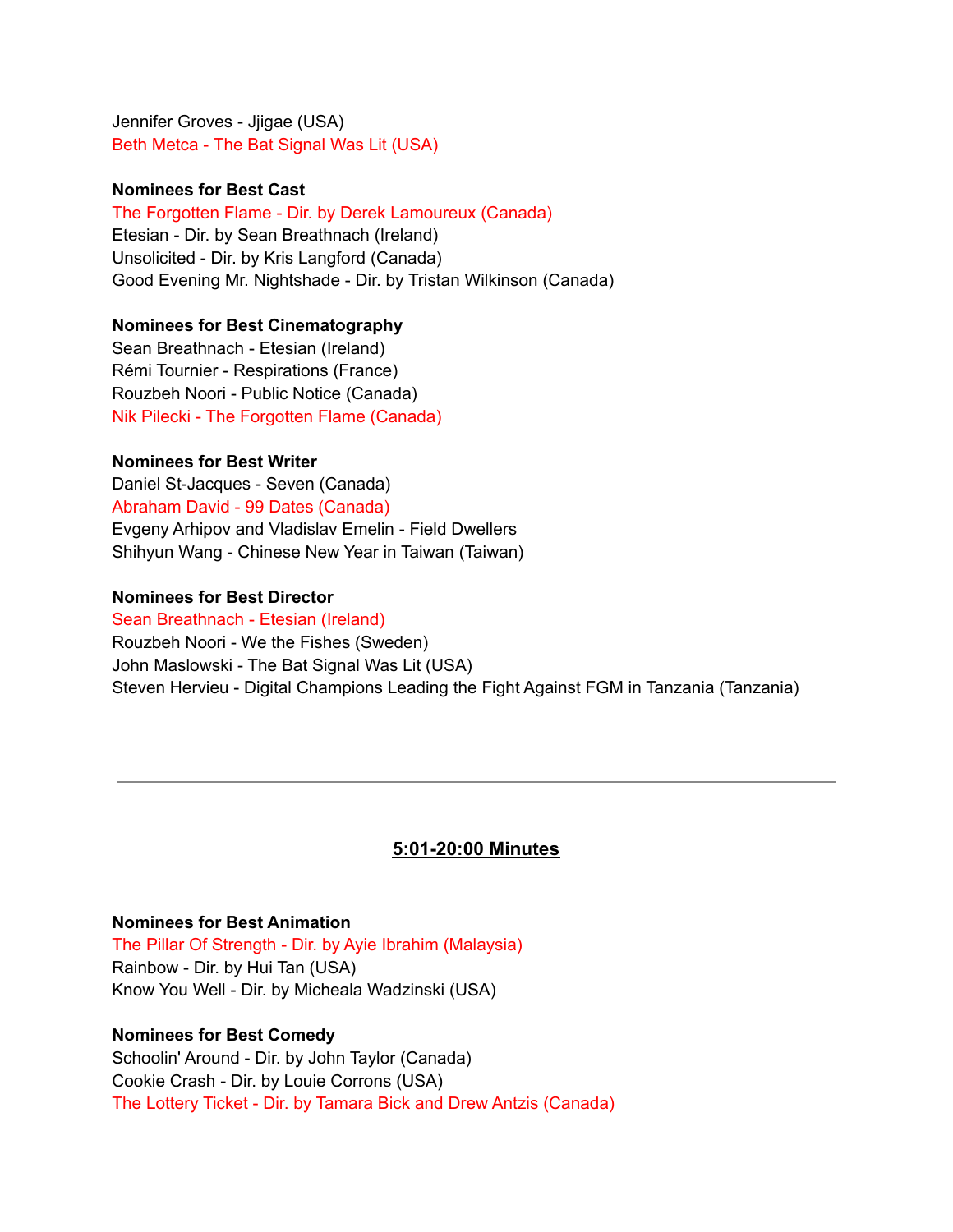Jennifer Groves - Jjigae (USA)
Beth Metca - The Bat Signal Was Lit (USA)

**Nominees for Best Cast**
The Forgotten Flame - Dir. by Derek Lamoureux (Canada)
Etesian - Dir. by Sean Breathnach (Ireland)
Unsolicited - Dir. by Kris Langford (Canada)
Good Evening Mr. Nightshade - Dir. by Tristan Wilkinson (Canada)

**Nominees for Best Cinematography**
Sean Breathnach - Etesian (Ireland)
Rémi Tournier - Respirations (France)
Rouzbeh Noori - Public Notice (Canada)
Nik Pilecki - The Forgotten Flame (Canada)

**Nominees for Best Writer**
Daniel St-Jacques - Seven (Canada)
Abraham David - 99 Dates (Canada)
Evgeny Arhipov and Vladislav Emelin - Field Dwellers
Shihyun Wang - Chinese New Year in Taiwan (Taiwan)

**Nominees for Best Director**
Sean Breathnach - Etesian (Ireland)
Rouzbeh Noori - We the Fishes (Sweden)
John Maslowski - The Bat Signal Was Lit (USA)
Steven Hervieu - Digital Champions Leading the Fight Against FGM in Tanzania (Tanzania)

---

## 5:01-20:00 Minutes

**Nominees for Best Animation**
The Pillar Of Strength - Dir. by Ayie Ibrahim (Malaysia)
Rainbow - Dir. by Hui Tan (USA)
Know You Well - Dir. by Micheala Wadzinski (USA)

**Nominees for Best Comedy**
Schoolin' Around - Dir. by John Taylor (Canada)
Cookie Crash - Dir. by Louie Corrons (USA)
The Lottery Ticket - Dir. by Tamara Bick and Drew Antzis (Canada)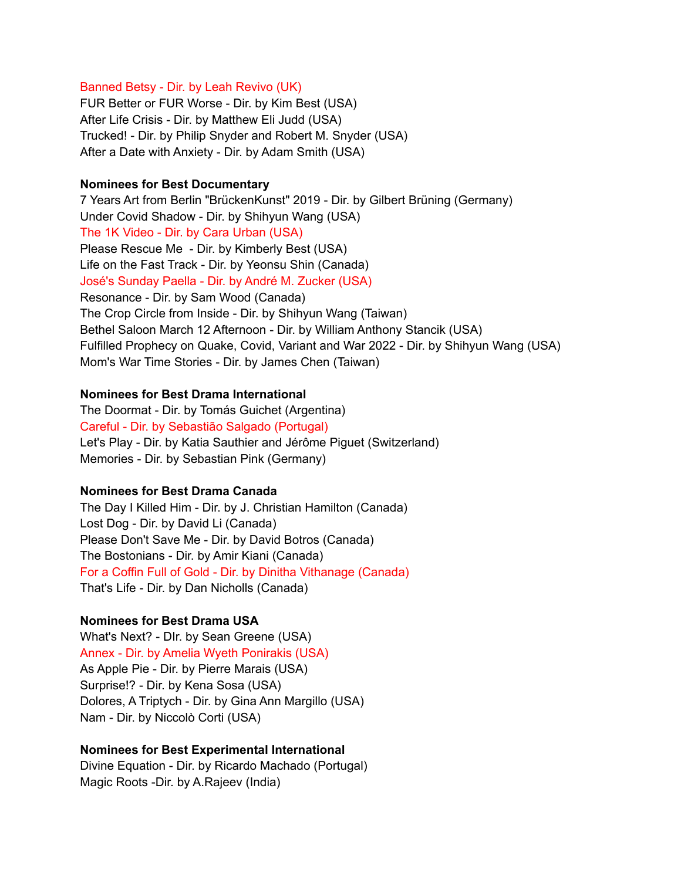Banned Betsy - Dir. by Leah Revivo (UK)
FUR Better or FUR Worse - Dir. by Kim Best (USA)
After Life Crisis - Dir. by Matthew Eli Judd (USA)
Trucked! - Dir. by Philip Snyder and Robert M. Snyder (USA)
After a Date with Anxiety - Dir. by Adam Smith (USA)

**Nominees for Best Documentary**
7 Years Art from Berlin "BrückenKunst" 2019 - Dir. by Gilbert Brüning (Germany)
Under Covid Shadow - Dir. by Shihyun Wang (USA)
The 1K Video - Dir. by Cara Urban (USA)
Please Rescue Me - Dir. by Kimberly Best (USA)
Life on the Fast Track - Dir. by Yeonsu Shin (Canada)
José's Sunday Paella - Dir. by André M. Zucker (USA)
Resonance - Dir. by Sam Wood (Canada)
The Crop Circle from Inside - Dir. by Shihyun Wang (Taiwan)
Bethel Saloon March 12 Afternoon - Dir. by William Anthony Stancik (USA)
Fulfilled Prophecy on Quake, Covid, Variant and War 2022 - Dir. by Shihyun Wang (USA)
Mom's War Time Stories - Dir. by James Chen (Taiwan)

**Nominees for Best Drama International**
The Doormat - Dir. by Tomás Guichet (Argentina)
Careful - Dir. by Sebastião Salgado (Portugal)
Let's Play - Dir. by Katia Sauthier and Jérôme Piguet (Switzerland)
Memories - Dir. by Sebastian Pink (Germany)

**Nominees for Best Drama Canada**
The Day I Killed Him - Dir. by J. Christian Hamilton (Canada)
Lost Dog - Dir. by David Li (Canada)
Please Don't Save Me - Dir. by David Botros (Canada)
The Bostonians - Dir. by Amir Kiani (Canada)
For a Coffin Full of Gold - Dir. by Dinitha Vithanage (Canada)
That's Life - Dir. by Dan Nicholls (Canada)

**Nominees for Best Drama USA**
What's Next? - DIr. by Sean Greene (USA)
Annex - Dir. by Amelia Wyeth Ponirakis (USA)
As Apple Pie - Dir. by Pierre Marais (USA)
Surprise!? - Dir. by Kena Sosa (USA)
Dolores, A Triptych - Dir. by Gina Ann Margillo (USA)
Nam - Dir. by Niccolò Corti (USA)

**Nominees for Best Experimental International**
Divine Equation - Dir. by Ricardo Machado (Portugal)
Magic Roots -Dir. by A.Rajeev (India)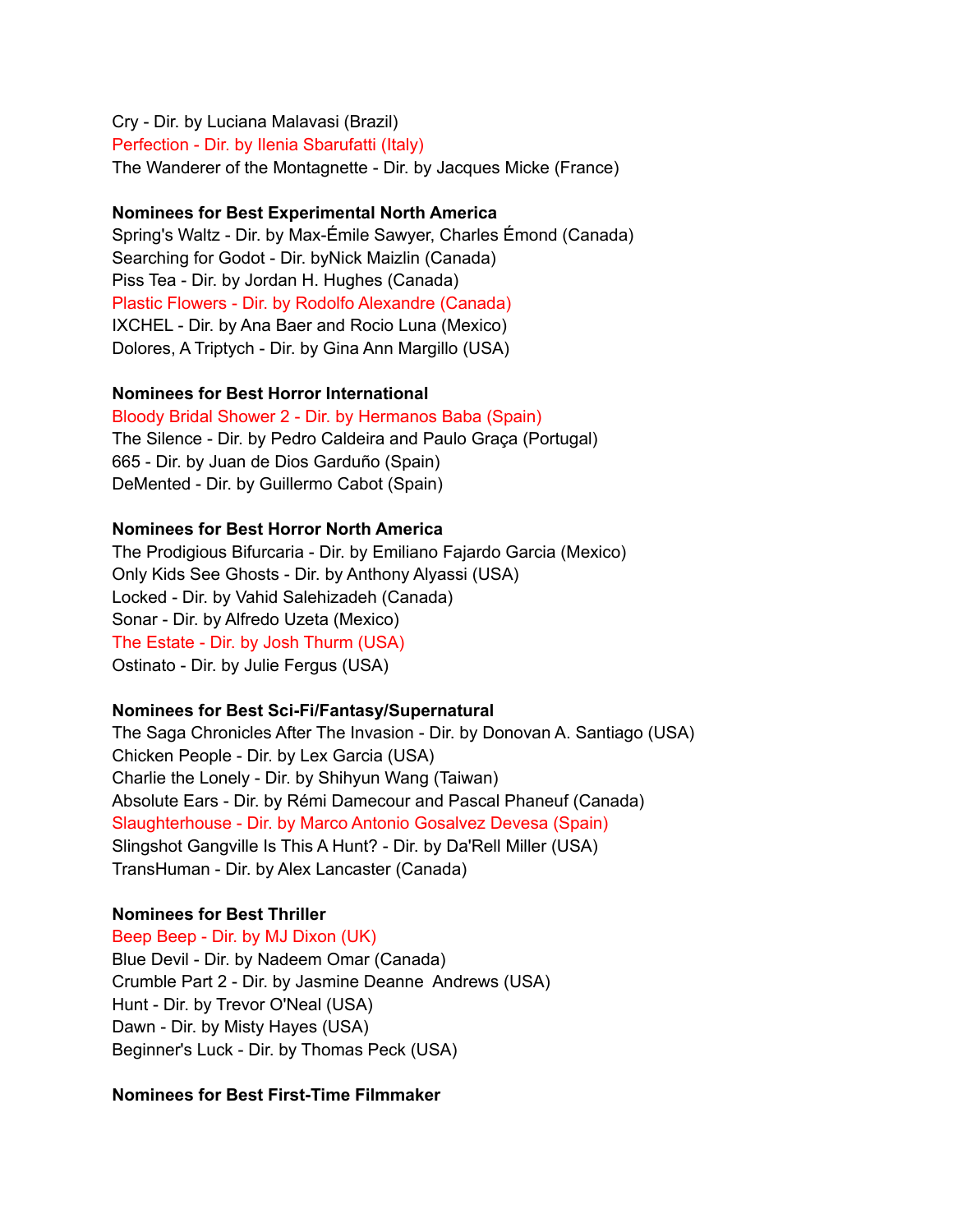Cry - Dir. by Luciana Malavasi (Brazil)
Perfection - Dir. by Ilenia Sbarufatti (Italy)
The Wanderer of the Montagnette - Dir. by Jacques Micke (France)

**Nominees for Best Experimental North America**
Spring's Waltz - Dir. by Max-Émile Sawyer, Charles Émond (Canada)
Searching for Godot - Dir. byNick Maizlin (Canada)
Piss Tea - Dir. by Jordan H. Hughes (Canada)
Plastic Flowers - Dir. by Rodolfo Alexandre (Canada)
IXCHEL - Dir. by Ana Baer and Rocio Luna (Mexico)
Dolores, A Triptych - Dir. by Gina Ann Margillo (USA)

**Nominees for Best Horror International**
Bloody Bridal Shower 2 - Dir. by Hermanos Baba (Spain)
The Silence - Dir. by Pedro Caldeira and Paulo Graça (Portugal)
665 - Dir. by Juan de Dios Garduño (Spain)
DeMented - Dir. by Guillermo Cabot (Spain)

**Nominees for Best Horror North America**
The Prodigious Bifurcaria - Dir. by Emiliano Fajardo Garcia (Mexico)
Only Kids See Ghosts - Dir. by Anthony Alyassi (USA)
Locked - Dir. by Vahid Salehizadeh (Canada)
Sonar - Dir. by Alfredo Uzeta (Mexico)
The Estate - Dir. by Josh Thurm (USA)
Ostinato - Dir. by Julie Fergus (USA)

**Nominees for Best Sci-Fi/Fantasy/Supernatural**
The Saga Chronicles After The Invasion - Dir. by Donovan A. Santiago (USA)
Chicken People - Dir. by Lex Garcia (USA)
Charlie the Lonely - Dir. by Shihyun Wang (Taiwan)
Absolute Ears - Dir. by Rémi Damecour and Pascal Phaneuf (Canada)
Slaughterhouse - Dir. by Marco Antonio Gosalvez Devesa (Spain)
Slingshot Gangville Is This A Hunt? - Dir. by Da'Rell Miller (USA)
TransHuman - Dir. by Alex Lancaster (Canada)

**Nominees for Best Thriller**
Beep Beep - Dir. by MJ Dixon (UK)
Blue Devil - Dir. by Nadeem Omar (Canada)
Crumble Part 2 - Dir. by Jasmine Deanne Andrews (USA)
Hunt - Dir. by Trevor O'Neal (USA)
Dawn - Dir. by Misty Hayes (USA)
Beginner's Luck - Dir. by Thomas Peck (USA)

**Nominees for Best First-Time Filmmaker**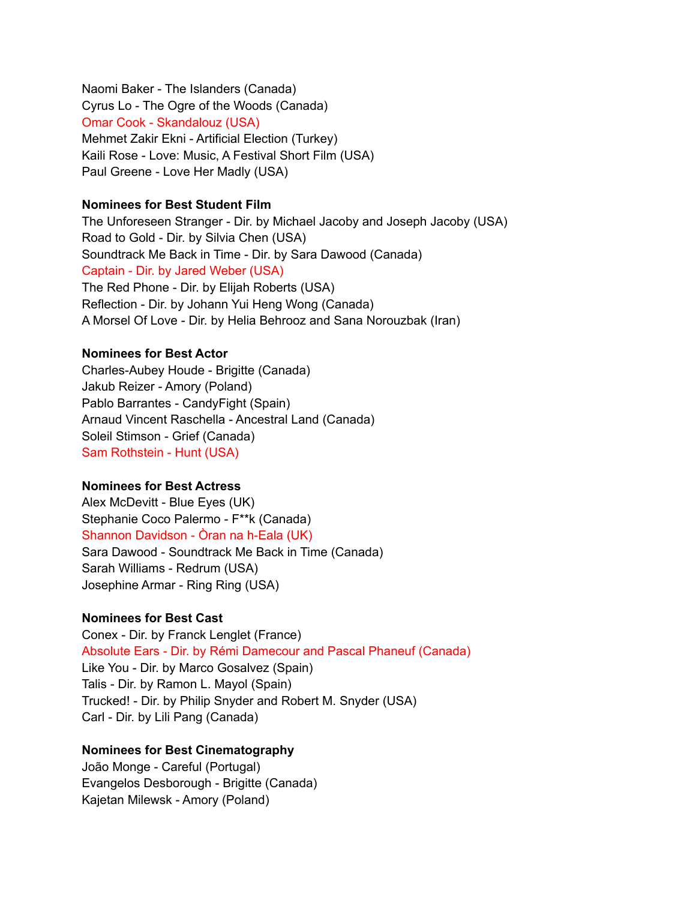Naomi Baker - The Islanders (Canada)
Cyrus Lo - The Ogre of the Woods (Canada)
Omar Cook - Skandalouz (USA)
Mehmet Zakir Ekni - Artificial Election (Turkey)
Kaili Rose - Love: Music, A Festival Short Film (USA)
Paul Greene - Love Her Madly (USA)

**Nominees for Best Student Film**
The Unforeseen Stranger - Dir. by Michael Jacoby and Joseph Jacoby (USA)
Road to Gold - Dir. by Silvia Chen (USA)
Soundtrack Me Back in Time - Dir. by Sara Dawood (Canada)
Captain - Dir. by Jared Weber (USA)
The Red Phone - Dir. by Elijah Roberts (USA)
Reflection - Dir. by Johann Yui Heng Wong (Canada)
A Morsel Of Love - Dir. by Helia Behrooz and Sana Norouzbak (Iran)

**Nominees for Best Actor**
Charles-Aubey Houde - Brigitte (Canada)
Jakub Reizer - Amory (Poland)
Pablo Barrantes - CandyFight (Spain)
Arnaud Vincent Raschella - Ancestral Land (Canada)
Soleil Stimson - Grief (Canada)
Sam Rothstein - Hunt (USA)

**Nominees for Best Actress**
Alex McDevitt - Blue Eyes (UK)
Stephanie Coco Palermo - F**k (Canada)
Shannon Davidson - Òran na h-Eala (UK)
Sara Dawood - Soundtrack Me Back in Time (Canada)
Sarah Williams - Redrum (USA)
Josephine Armar - Ring Ring (USA)

**Nominees for Best Cast**
Conex - Dir. by Franck Lenglet (France)
Absolute Ears - Dir. by Rémi Damecour and Pascal Phaneuf (Canada)
Like You - Dir. by Marco Gosalvez (Spain)
Talis - Dir. by Ramon L. Mayol (Spain)
Trucked! - Dir. by Philip Snyder and Robert M. Snyder (USA)
Carl - Dir. by Lili Pang (Canada)

**Nominees for Best Cinematography**
João Monge - Careful (Portugal)
Evangelos Desborough - Brigitte (Canada)
Kajetan Milewsk - Amory (Poland)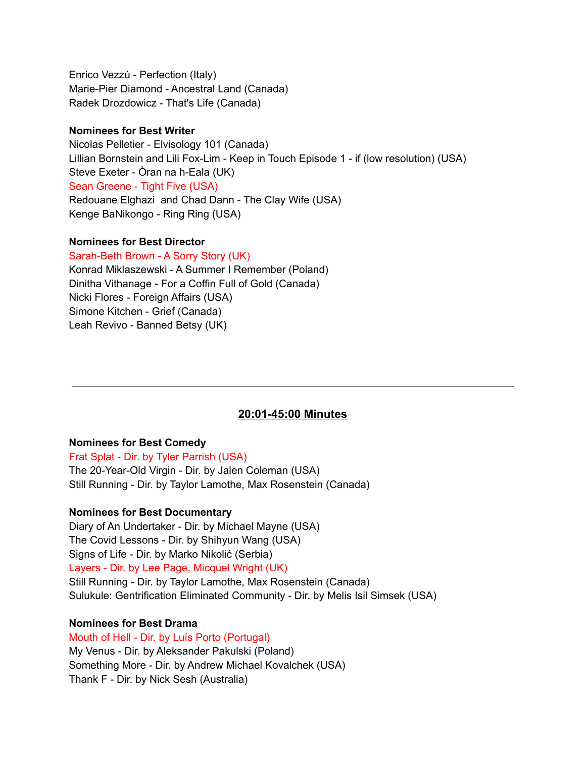Enrico Vezzù - Perfection (Italy)
Marie-Pier Diamond - Ancestral Land (Canada)
Radek Drozdowicz - That's Life (Canada)

**Nominees for Best Writer**
Nicolas Pelletier - Elvisology 101 (Canada)
Lillian Bornstein and Lili Fox-Lim - Keep in Touch Episode 1 - if (low resolution) (USA)
Steve Exeter - Òran na h-Eala (UK)
Sean Greene - Tight Five (USA)
Redouane Elghazi and Chad Dann - The Clay Wife (USA)
Kenge BaNikongo - Ring Ring (USA)

**Nominees for Best Director**
Sarah-Beth Brown - A Sorry Story (UK)
Konrad Miklaszewski - A Summer I Remember (Poland)
Dinitha Vithanage - For a Coffin Full of Gold (Canada)
Nicki Flores - Foreign Affairs (USA)
Simone Kitchen - Grief (Canada)
Leah Revivo - Banned Betsy (UK)

---

## 20:01-45:00 Minutes

**Nominees for Best Comedy**
Frat Splat - Dir. by Tyler Parrish (USA)
The 20-Year-Old Virgin - Dir. by Jalen Coleman (USA)
Still Running - Dir. by Taylor Lamothe, Max Rosenstein (Canada)

**Nominees for Best Documentary**
Diary of An Undertaker - Dir. by Michael Mayne (USA)
The Covid Lessons - Dir. by Shihyun Wang (USA)
Signs of Life - Dir. by Marko Nikolić (Serbia)
Layers - Dir. by Lee Page, Micquel Wright (UK)
Still Running - Dir. by Taylor Lamothe, Max Rosenstein (Canada)
Sulukule: Gentrification Eliminated Community - Dir. by Melis Isil Simsek (USA)

**Nominees for Best Drama**
Mouth of Hell - Dir. by Luís Porto (Portugal)
My Venus - Dir. by Aleksander Pakulski (Poland)
Something More - Dir. by Andrew Michael Kovalchek (USA)
Thank F - Dir. by Nick Sesh (Australia)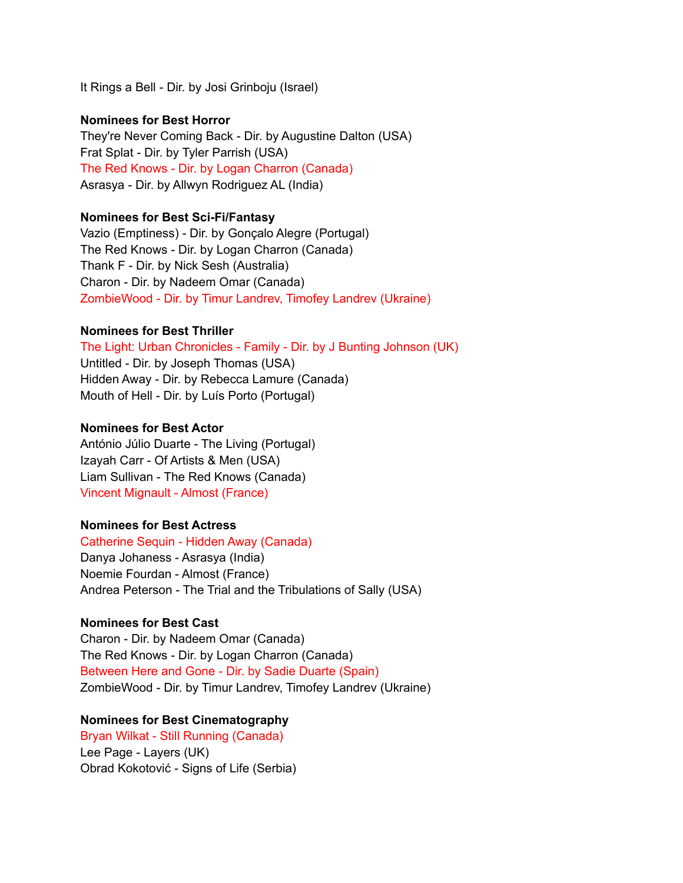It Rings a Bell - Dir. by Josi Grinboju (Israel)

**Nominees for Best Horror**
They're Never Coming Back - Dir. by Augustine Dalton (USA)
Frat Splat - Dir. by Tyler Parrish (USA)
The Red Knows - Dir. by Logan Charron (Canada)
Asrasya - Dir. by Allwyn Rodriguez AL (India)

**Nominees for Best Sci-Fi/Fantasy**
Vazio (Emptiness) - Dir. by Gonçalo Alegre (Portugal)
The Red Knows - Dir. by Logan Charron (Canada)
Thank F - Dir. by Nick Sesh (Australia)
Charon - Dir. by Nadeem Omar (Canada)
ZombieWood - Dir. by Timur Landrev, Timofey Landrev (Ukraine)

**Nominees for Best Thriller**
The Light: Urban Chronicles - Family - Dir. by J Bunting Johnson (UK)
Untitled - Dir. by Joseph Thomas (USA)
Hidden Away - Dir. by Rebecca Lamure (Canada)
Mouth of Hell - Dir. by Luís Porto (Portugal)

**Nominees for Best Actor**
António Júlio Duarte - The Living (Portugal)
Izayah Carr - Of Artists & Men (USA)
Liam Sullivan - The Red Knows (Canada)
Vincent Mignault - Almost (France)

**Nominees for Best Actress**
Catherine Sequin - Hidden Away (Canada)
Danya Johaness - Asrasya (India)
Noemie Fourdan - Almost (France)
Andrea Peterson - The Trial and the Tribulations of Sally (USA)

**Nominees for Best Cast**
Charon - Dir. by Nadeem Omar (Canada)
The Red Knows - Dir. by Logan Charron (Canada)
Between Here and Gone - Dir. by Sadie Duarte (Spain)
ZombieWood - Dir. by Timur Landrev, Timofey Landrev (Ukraine)

**Nominees for Best Cinematography**
Bryan Wilkat - Still Running (Canada)
Lee Page - Layers (UK)
Obrad Kokotović - Signs of Life (Serbia)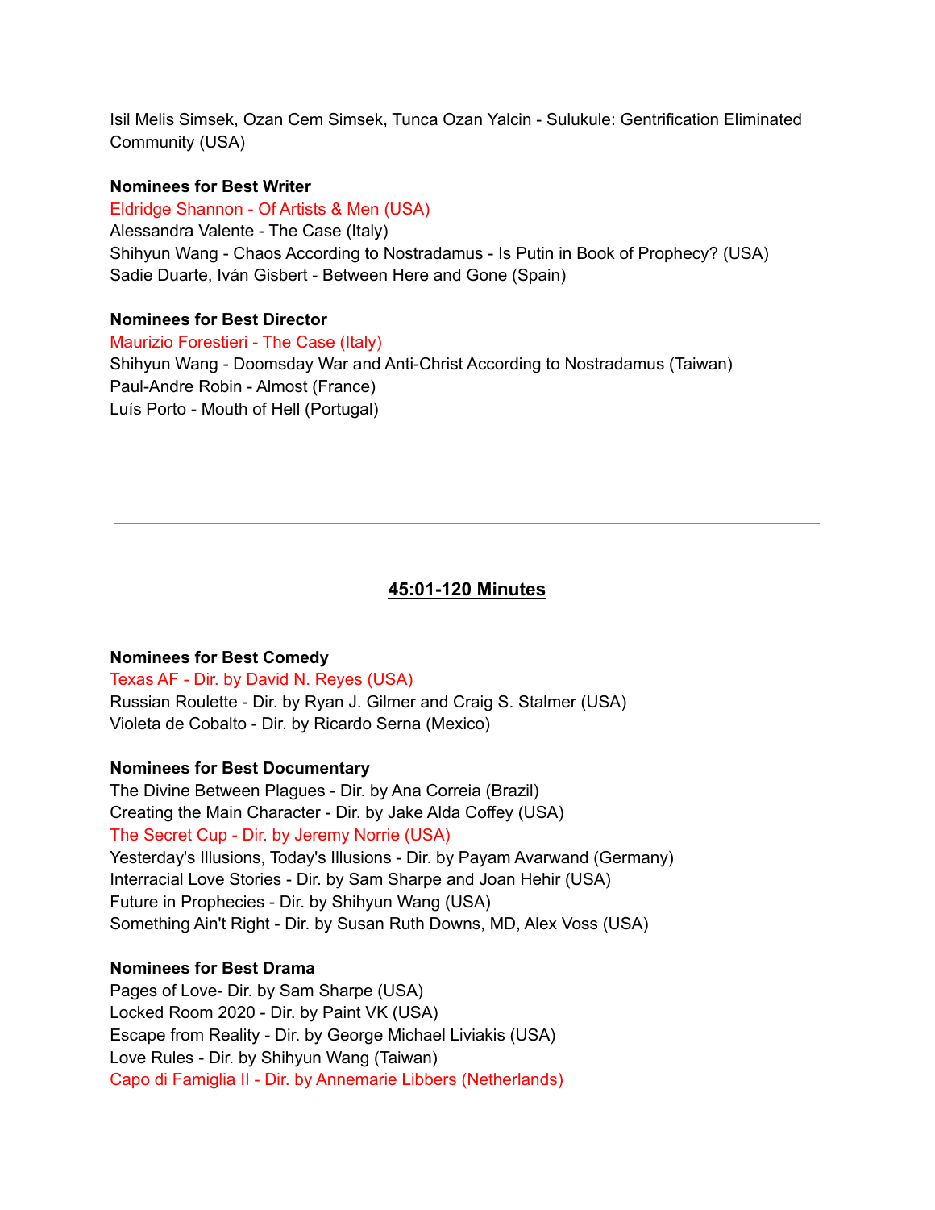Isil Melis Simsek, Ozan Cem Simsek, Tunca Ozan Yalcin - Sulukule: Gentrification Eliminated Community (USA)

**Nominees for Best Writer**

Eldridge Shannon - Of Artists & Men (USA)
Alessandra Valente - The Case (Italy)
Shihyun Wang - Chaos According to Nostradamus - Is Putin in Book of Prophecy? (USA)
Sadie Duarte, Iván Gisbert - Between Here and Gone (Spain)

**Nominees for Best Director**

Maurizio Forestieri - The Case (Italy)
Shihyun Wang - Doomsday War and Anti-Christ According to Nostradamus (Taiwan)
Paul-Andre Robin - Almost (France)
Luís Porto - Mouth of Hell (Portugal)

---

## 45:01-120 Minutes

**Nominees for Best Comedy**

Texas AF - Dir. by David N. Reyes (USA)
Russian Roulette - Dir. by Ryan J. Gilmer and Craig S. Stalmer (USA)
Violeta de Cobalto - Dir. by Ricardo Serna (Mexico)

**Nominees for Best Documentary**

The Divine Between Plagues - Dir. by Ana Correia (Brazil)
Creating the Main Character - Dir. by Jake Alda Coffey (USA)
The Secret Cup - Dir. by Jeremy Norrie (USA)
Yesterday's Illusions, Today's Illusions - Dir. by Payam Avarwand (Germany)
Interracial Love Stories - Dir. by Sam Sharpe and Joan Hehir (USA)
Future in Prophecies - Dir. by Shihyun Wang (USA)
Something Ain't Right - Dir. by Susan Ruth Downs, MD, Alex Voss (USA)

**Nominees for Best Drama**

Pages of Love- Dir. by Sam Sharpe (USA)
Locked Room 2020 - Dir. by Paint VK (USA)
Escape from Reality - Dir. by George Michael Liviakis (USA)
Love Rules - Dir. by Shihyun Wang (Taiwan)
Capo di Famiglia II - Dir. by Annemarie Libbers (Netherlands)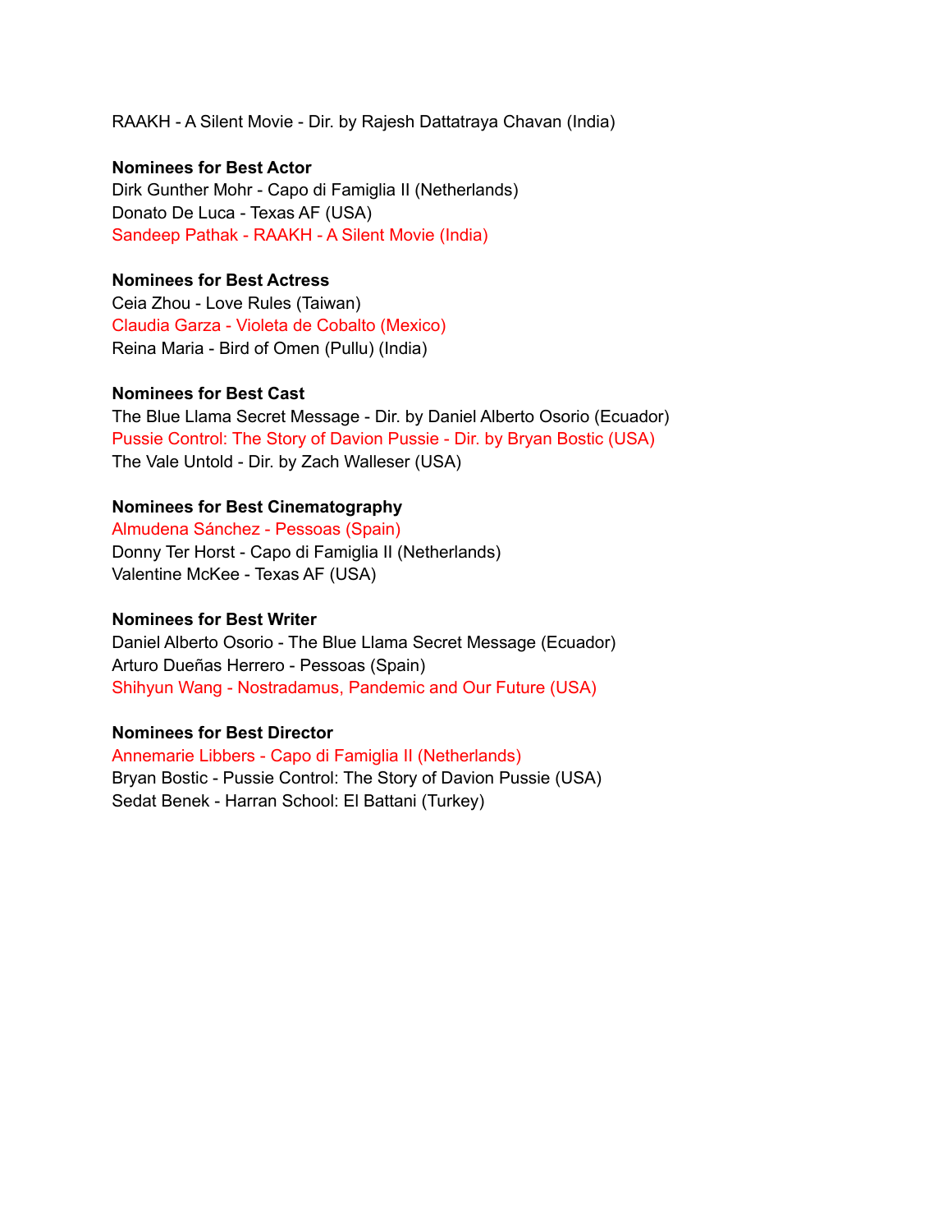RAAKH - A Silent Movie - Dir. by Rajesh Dattatraya Chavan (India)

**Nominees for Best Actor**
Dirk Gunther Mohr - Capo di Famiglia II (Netherlands)
Donato De Luca - Texas AF (USA)
Sandeep Pathak - RAAKH - A Silent Movie (India)

**Nominees for Best Actress**
Ceia Zhou - Love Rules (Taiwan)
Claudia Garza - Violeta de Cobalto (Mexico)
Reina Maria - Bird of Omen (Pullu) (India)

**Nominees for Best Cast**
The Blue Llama Secret Message - Dir. by Daniel Alberto Osorio (Ecuador)
Pussie Control: The Story of Davion Pussie - Dir. by Bryan Bostic (USA)
The Vale Untold - Dir. by Zach Walleser (USA)

**Nominees for Best Cinematography**
Almudena Sánchez - Pessoas (Spain)
Donny Ter Horst - Capo di Famiglia II (Netherlands)
Valentine McKee - Texas AF (USA)

**Nominees for Best Writer**
Daniel Alberto Osorio - The Blue Llama Secret Message (Ecuador)
Arturo Dueñas Herrero - Pessoas (Spain)
Shihyun Wang - Nostradamus, Pandemic and Our Future (USA)

**Nominees for Best Director**
Annemarie Libbers - Capo di Famiglia II (Netherlands)
Bryan Bostic - Pussie Control: The Story of Davion Pussie (USA)
Sedat Benek - Harran School: El Battani (Turkey)